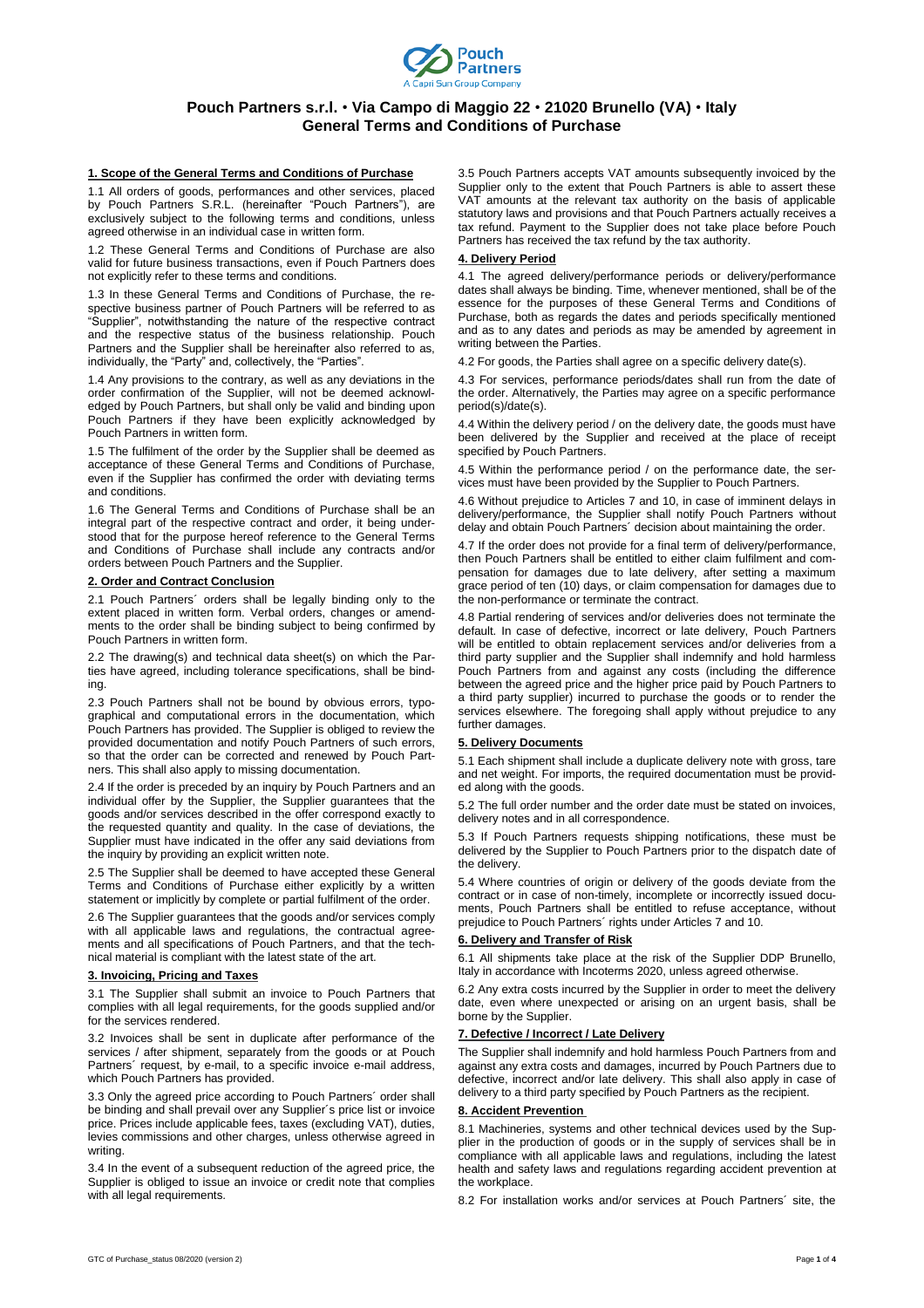# Pouch Partners s.r.l. • Via Campo di Maggio 22 • 21020 Brunello (VA) • Italy
## General Terms and Conditions of Purchase

**1. Scope of the General Terms and Conditions of Purchase**

1.1 All orders of goods, performances and other services, placed by Pouch Partners S.R.L. (hereinafter "Pouch Partners"), are exclusively subject to the following terms and conditions, unless agreed otherwise in an individual case in written form.

1.2 These General Terms and Conditions of Purchase are also valid for future business transactions, even if Pouch Partners does not explicitly refer to these terms and conditions.

1.3 In these General Terms and Conditions of Purchase, the respective business partner of Pouch Partners will be referred to as "Supplier", notwithstanding the nature of the respective contract and the respective status of the business relationship. Pouch Partners and the Supplier shall be hereinafter also referred to as, individually, the "Party" and, collectively, the "Parties".

1.4 Any provisions to the contrary, as well as any deviations in the order confirmation of the Supplier, will not be deemed acknowledged by Pouch Partners, but shall only be valid and binding upon Pouch Partners if they have been explicitly acknowledged by Pouch Partners in written form.

1.5 The fulfilment of the order by the Supplier shall be deemed as acceptance of these General Terms and Conditions of Purchase, even if the Supplier has confirmed the order with deviating terms and conditions.

1.6 The General Terms and Conditions of Purchase shall be an integral part of the respective contract and order, it being understood that for the purpose hereof reference to the General Terms and Conditions of Purchase shall include any contracts and/or orders between Pouch Partners and the Supplier.

**2. Order and Contract Conclusion**

2.1 Pouch Partners´ orders shall be legally binding only to the extent placed in written form. Verbal orders, changes or amendments to the order shall be binding subject to being confirmed by Pouch Partners in written form.

2.2 The drawing(s) and technical data sheet(s) on which the Parties have agreed, including tolerance specifications, shall be binding.

2.3 Pouch Partners shall not be bound by obvious errors, typographical and computational errors in the documentation, which Pouch Partners has provided. The Supplier is obliged to review the provided documentation and notify Pouch Partners of such errors, so that the order can be corrected and renewed by Pouch Partners. This shall also apply to missing documentation.

2.4 If the order is preceded by an inquiry by Pouch Partners and an individual offer by the Supplier, the Supplier guarantees that the goods and/or services described in the offer correspond exactly to the requested quantity and quality. In the case of deviations, the Supplier must have indicated in the offer any said deviations from the inquiry by providing an explicit written note.

2.5 The Supplier shall be deemed to have accepted these General Terms and Conditions of Purchase either explicitly by a written statement or implicitly by complete or partial fulfilment of the order.

2.6 The Supplier guarantees that the goods and/or services comply with all applicable laws and regulations, the contractual agreements and all specifications of Pouch Partners, and that the technical material is compliant with the latest state of the art.

**3. Invoicing, Pricing and Taxes**

3.1 The Supplier shall submit an invoice to Pouch Partners that complies with all legal requirements, for the goods supplied and/or for the services rendered.

3.2 Invoices shall be sent in duplicate after performance of the services / after shipment, separately from the goods or at Pouch Partners´ request, by e-mail, to a specific invoice e-mail address, which Pouch Partners has provided.

3.3 Only the agreed price according to Pouch Partners´ order shall be binding and shall prevail over any Supplier´s price list or invoice price. Prices include applicable fees, taxes (excluding VAT), duties, levies commissions and other charges, unless otherwise agreed in writing.

3.4 In the event of a subsequent reduction of the agreed price, the Supplier is obliged to issue an invoice or credit note that complies with all legal requirements.

3.5 Pouch Partners accepts VAT amounts subsequently invoiced by the Supplier only to the extent that Pouch Partners is able to assert these VAT amounts at the relevant tax authority on the basis of applicable statutory laws and provisions and that Pouch Partners actually receives a tax refund. Payment to the Supplier does not take place before Pouch Partners has received the tax refund by the tax authority.

**4. Delivery Period**

4.1 The agreed delivery/performance periods or delivery/performance dates shall always be binding. Time, whenever mentioned, shall be of the essence for the purposes of these General Terms and Conditions of Purchase, both as regards the dates and periods specifically mentioned and as to any dates and periods as may be amended by agreement in writing between the Parties.

4.2 For goods, the Parties shall agree on a specific delivery date(s).

4.3 For services, performance periods/dates shall run from the date of the order. Alternatively, the Parties may agree on a specific performance period(s)/date(s).

4.4 Within the delivery period / on the delivery date, the goods must have been delivered by the Supplier and received at the place of receipt specified by Pouch Partners.

4.5 Within the performance period / on the performance date, the services must have been provided by the Supplier to Pouch Partners.

4.6 Without prejudice to Articles 7 and 10, in case of imminent delays in delivery/performance, the Supplier shall notify Pouch Partners without delay and obtain Pouch Partners´ decision about maintaining the order.

4.7 If the order does not provide for a final term of delivery/performance, then Pouch Partners shall be entitled to either claim fulfilment and compensation for damages due to late delivery, after setting a maximum grace period of ten (10) days, or claim compensation for damages due to the non-performance or terminate the contract.

4.8 Partial rendering of services and/or deliveries does not terminate the default. In case of defective, incorrect or late delivery, Pouch Partners will be entitled to obtain replacement services and/or deliveries from a third party supplier and the Supplier shall indemnify and hold harmless Pouch Partners from and against any costs (including the difference between the agreed price and the higher price paid by Pouch Partners to a third party supplier) incurred to purchase the goods or to render the services elsewhere. The foregoing shall apply without prejudice to any further damages.

**5. Delivery Documents**

5.1 Each shipment shall include a duplicate delivery note with gross, tare and net weight. For imports, the required documentation must be provided along with the goods.

5.2 The full order number and the order date must be stated on invoices, delivery notes and in all correspondence.

5.3 If Pouch Partners requests shipping notifications, these must be delivered by the Supplier to Pouch Partners prior to the dispatch date of the delivery.

5.4 Where countries of origin or delivery of the goods deviate from the contract or in case of non-timely, incomplete or incorrectly issued documents, Pouch Partners shall be entitled to refuse acceptance, without prejudice to Pouch Partners´ rights under Articles 7 and 10.

**6. Delivery and Transfer of Risk**

6.1 All shipments take place at the risk of the Supplier DDP Brunello, Italy in accordance with Incoterms 2020, unless agreed otherwise.

6.2 Any extra costs incurred by the Supplier in order to meet the delivery date, even where unexpected or arising on an urgent basis, shall be borne by the Supplier.

**7. Defective / Incorrect / Late Delivery**

The Supplier shall indemnify and hold harmless Pouch Partners from and against any extra costs and damages, incurred by Pouch Partners due to defective, incorrect and/or late delivery. This shall also apply in case of delivery to a third party specified by Pouch Partners as the recipient.

**8. Accident Prevention**

8.1 Machineries, systems and other technical devices used by the Supplier in the production of goods or in the supply of services shall be in compliance with all applicable laws and regulations, including the latest health and safety laws and regulations regarding accident prevention at the workplace.

8.2 For installation works and/or services at Pouch Partners´ site, the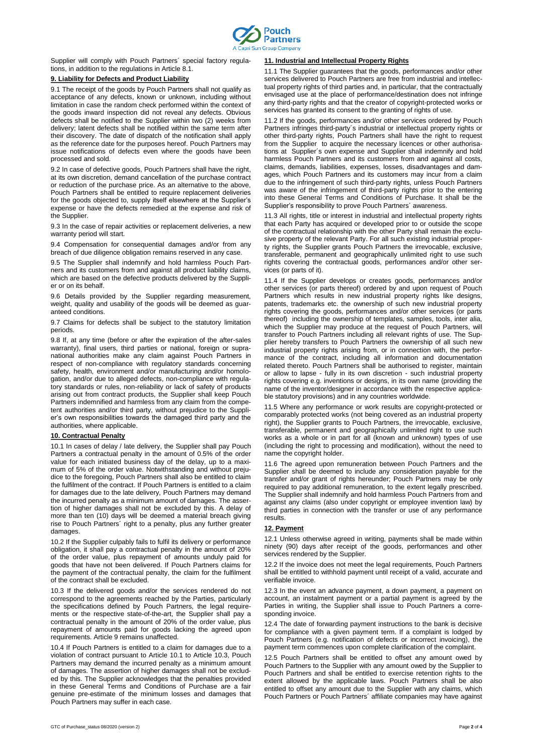Supplier will comply with Pouch Partners´ special factory regulations, in addition to the regulations in Article 8.1.

**9. Liability for Defects and Product Liability**

9.1 The receipt of the goods by Pouch Partners shall not qualify as acceptance of any defects, known or unknown, including without limitation in case the random check performed within the context of the goods inward inspection did not reveal any defects. Obvious defects shall be notified to the Supplier within two (2) weeks from delivery; latent defects shall be notified within the same term after their discovery. The date of dispatch of the notification shall apply as the reference date for the purposes hereof. Pouch Partners may issue notifications of defects even where the goods have been processed and sold.

9.2 In case of defective goods, Pouch Partners shall have the right, at its own discretion, demand cancellation of the purchase contract or reduction of the purchase price. As an alternative to the above, Pouch Partners shall be entitled to require replacement deliveries for the goods objected to, supply itself elsewhere at the Supplier's expense or have the defects remedied at the expense and risk of the Supplier.

9.3 In the case of repair activities or replacement deliveries, a new warranty period will start.

9.4 Compensation for consequential damages and/or from any breach of due diligence obligation remains reserved in any case.

9.5 The Supplier shall indemnify and hold harmless Pouch Partners and its customers from and against all product liability claims, which are based on the defective products delivered by the Supplier or on its behalf.

9.6 Details provided by the Supplier regarding measurement, weight, quality and usability of the goods will be deemed as guaranteed conditions.

9.7 Claims for defects shall be subject to the statutory limitation periods.

9.8 If, at any time (before or after the expiration of the after-sales warranty), final users, third parties or national, foreign or supranational authorities make any claim against Pouch Partners in respect of non-compliance with regulatory standards concerning safety, health, environment and/or manufacturing and/or homologation, and/or due to alleged defects, non-compliance with regulatory standards or rules, non-reliability or lack of safety of products arising out from contract products, the Supplier shall keep Pouch Partners indemnified and harmless from any claim from the competent authorities and/or third party, without prejudice to the Supplier's own responsibilities towards the damaged third party and the authorities, where applicable.

**10. Contractual Penalty**

10.1 In cases of delay / late delivery, the Supplier shall pay Pouch Partners a contractual penalty in the amount of 0.5% of the order value for each initiated business day of the delay, up to a maximum of 5% of the order value. Notwithstanding and without prejudice to the foregoing, Pouch Partners shall also be entitled to claim the fulfilment of the contract. If Pouch Partners is entitled to a claim for damages due to the late delivery, Pouch Partners may demand the incurred penalty as a minimum amount of damages. The assertion of higher damages shall not be excluded by this. A delay of more than ten (10) days will be deemed a material breach giving rise to Pouch Partners´ right to a penalty, plus any further greater damages.

10.2 If the Supplier culpably fails to fulfil its delivery or performance obligation, it shall pay a contractual penalty in the amount of 20% of the order value, plus repayment of amounts unduly paid for goods that have not been delivered. If Pouch Partners claims for the payment of the contractual penalty, the claim for the fulfilment of the contract shall be excluded.

10.3 If the delivered goods and/or the services rendered do not correspond to the agreements reached by the Parties, particularly the specifications defined by Pouch Partners, the legal requirements or the respective state-of-the-art, the Supplier shall pay a contractual penalty in the amount of 20% of the order value, plus repayment of amounts paid for goods lacking the agreed upon requirements. Article 9 remains unaffected.

10.4 If Pouch Partners is entitled to a claim for damages due to a violation of contract pursuant to Article 10.1 to Article 10.3, Pouch Partners may demand the incurred penalty as a minimum amount of damages. The assertion of higher damages shall not be excluded by this. The Supplier acknowledges that the penalties provided in these General Terms and Conditions of Purchase are a fair genuine pre-estimate of the minimum losses and damages that Pouch Partners may suffer in each case.

**11. Industrial and Intellectual Property Rights**

11.1 The Supplier guarantees that the goods, performances and/or other services delivered to Pouch Partners are free from industrial and intellectual property rights of third parties and, in particular, that the contractually envisaged use at the place of performance/destination does not infringe any third-party rights and that the creator of copyright-protected works or services has granted its consent to the granting of rights of use.

11.2 If the goods, performances and/or other services ordered by Pouch Partners infringes third-party´s industrial or intellectual property rights or other third-party rights, Pouch Partners shall have the right to request from the Supplier to acquire the necessary licences or other authorisations at Supplier´s own expense and Supplier shall indemnify and hold harmless Pouch Partners and its customers from and against all costs, claims, demands, liabilities, expenses, losses, disadvantages and damages, which Pouch Partners and its customers may incur from a claim due to the infringement of such third-party rights, unless Pouch Partners was aware of the infringement of third-party rights prior to the entering into these General Terms and Conditions of Purchase. It shall be the Supplier's responsibility to prove Pouch Partners´ awareness.

11.3 All rights, title or interest in industrial and intellectual property rights that each Party has acquired or developed prior to or outside the scope of the contractual relationship with the other Party shall remain the exclusive property of the relevant Party. For all such existing industrial property rights, the Supplier grants Pouch Partners the irrevocable, exclusive, transferable, permanent and geographically unlimited right to use such rights covering the contractual goods, performances and/or other services (or parts of it).

11.4 If the Supplier develops or creates goods, performances and/or other services (or parts thereof) ordered by and upon request of Pouch Partners which results in new industrial property rights like designs, patents, trademarks etc. the ownership of such new industrial property rights covering the goods, performances and/or other services (or parts thereof) including the ownership of templates, samples, tools, inter alia, which the Supplier may produce at the request of Pouch Partners, will transfer to Pouch Partners including all relevant rights of use. The Supplier hereby transfers to Pouch Partners the ownership of all such new industrial property rights arising from, or in connection with, the performance of the contract, including all information and documentation related thereto. Pouch Partners shall be authorised to register, maintain or allow to lapse - fully in its own discretion - such industrial property rights covering e.g. inventions or designs, in its own name (providing the name of the inventor/designer in accordance with the respective applicable statutory provisions) and in any countries worldwide.

11.5 Where any performance or work results are copyright-protected or comparably protected works (not being covered as an industrial property right), the Supplier grants to Pouch Partners, the irrevocable, exclusive, transferable, permanent and geographically unlimited right to use such works as a whole or in part for all (known and unknown) types of use (including the right to processing and modification), without the need to name the copyright holder.

11.6 The agreed upon remuneration between Pouch Partners and the Supplier shall be deemed to include any consideration payable for the transfer and/or grant of rights hereunder; Pouch Partners may be only required to pay additional remuneration, to the extent legally prescribed. The Supplier shall indemnify and hold harmless Pouch Partners from and against any claims (also under copyright or employee invention law) by third parties in connection with the transfer or use of any performance results.

**12. Payment**

12.1 Unless otherwise agreed in writing, payments shall be made within ninety (90) days after receipt of the goods, performances and other services rendered by the Supplier.

12.2 If the invoice does not meet the legal requirements, Pouch Partners shall be entitled to withhold payment until receipt of a valid, accurate and verifiable invoice.

12.3 In the event an advance payment, a down payment, a payment on account, an instalment payment or a partial payment is agreed by the Parties in writing, the Supplier shall issue to Pouch Partners a corresponding invoice.

12.4 The date of forwarding payment instructions to the bank is decisive for compliance with a given payment term. If a complaint is lodged by Pouch Partners (e.g. notification of defects or incorrect invoicing), the payment term commences upon complete clarification of the complaint.

12.5 Pouch Partners shall be entitled to offset any amount owed by Pouch Partners to the Supplier with any amount owed by the Supplier to Pouch Partners and shall be entitled to exercise retention rights to the extent allowed by the applicable laws. Pouch Partners shall be also entitled to offset any amount due to the Supplier with any claims, which Pouch Partners or Pouch Partners´ affiliate companies may have against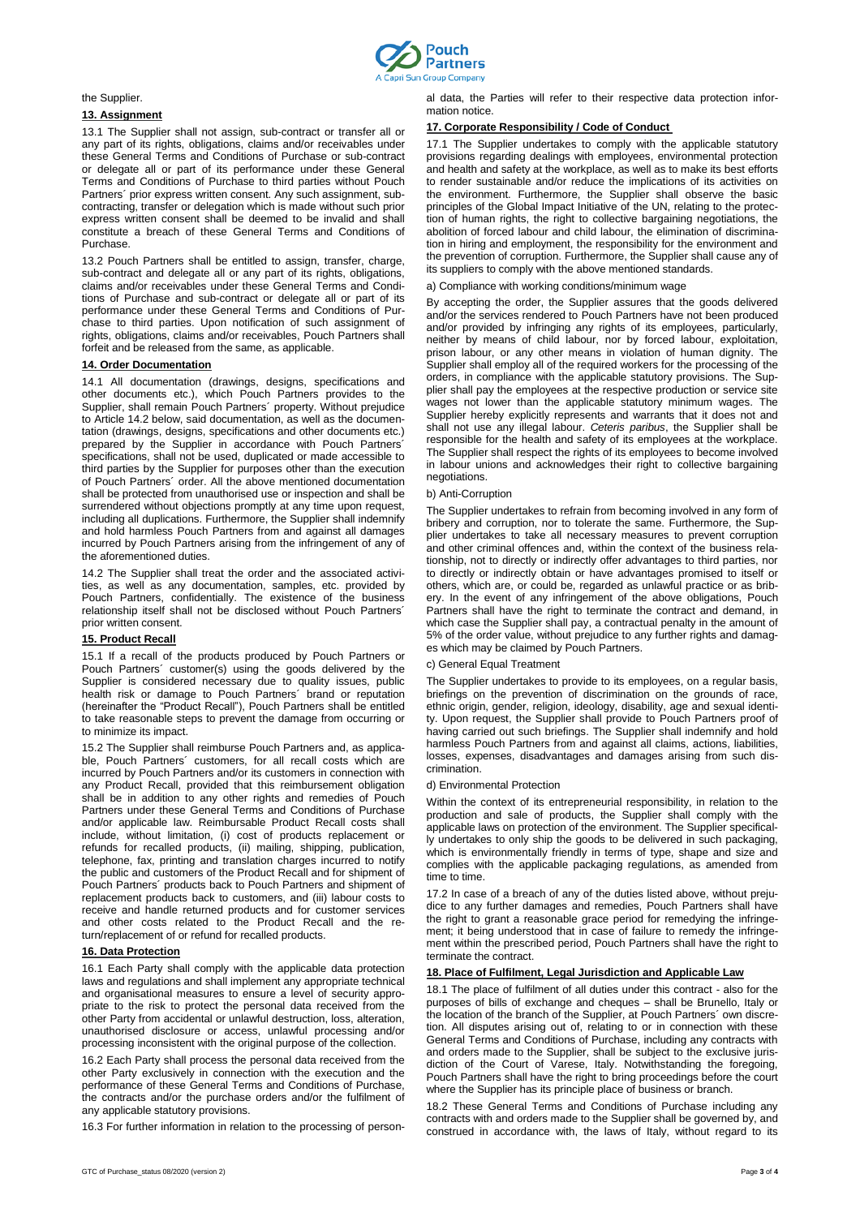the Supplier.

## 13. Assignment

13.1 The Supplier shall not assign, sub-contract or transfer all or any part of its rights, obligations, claims and/or receivables under these General Terms and Conditions of Purchase or sub-contract or delegate all or part of its performance under these General Terms and Conditions of Purchase to third parties without Pouch Partners´ prior express written consent. Any such assignment, sub-contracting, transfer or delegation which is made without such prior express written consent shall be deemed to be invalid and shall constitute a breach of these General Terms and Conditions of Purchase.

13.2 Pouch Partners shall be entitled to assign, transfer, charge, sub-contract and delegate all or any part of its rights, obligations, claims and/or receivables under these General Terms and Conditions of Purchase and sub-contract or delegate all or part of its performance under these General Terms and Conditions of Purchase to third parties. Upon notification of such assignment of rights, obligations, claims and/or receivables, Pouch Partners shall forfeit and be released from the same, as applicable.

## 14. Order Documentation

14.1 All documentation (drawings, designs, specifications and other documents etc.), which Pouch Partners provides to the Supplier, shall remain Pouch Partners´ property. Without prejudice to Article 14.2 below, said documentation, as well as the documentation (drawings, designs, specifications and other documents etc.) prepared by the Supplier in accordance with Pouch Partners´ specifications, shall not be used, duplicated or made accessible to third parties by the Supplier for purposes other than the execution of Pouch Partners´ order. All the above mentioned documentation shall be protected from unauthorised use or inspection and shall be surrendered without objections promptly at any time upon request, including all duplications. Furthermore, the Supplier shall indemnify and hold harmless Pouch Partners from and against all damages incurred by Pouch Partners arising from the infringement of any of the aforementioned duties.

14.2 The Supplier shall treat the order and the associated activities, as well as any documentation, samples, etc. provided by Pouch Partners, confidentially. The existence of the business relationship itself shall not be disclosed without Pouch Partners´ prior written consent.

## 15. Product Recall

15.1 If a recall of the products produced by Pouch Partners or Pouch Partners´ customer(s) using the goods delivered by the Supplier is considered necessary due to quality issues, public health risk or damage to Pouch Partners´ brand or reputation (hereinafter the "Product Recall"), Pouch Partners shall be entitled to take reasonable steps to prevent the damage from occurring or to minimize its impact.

15.2 The Supplier shall reimburse Pouch Partners and, as applicable, Pouch Partners´ customers, for all recall costs which are incurred by Pouch Partners and/or its customers in connection with any Product Recall, provided that this reimbursement obligation shall be in addition to any other rights and remedies of Pouch Partners under these General Terms and Conditions of Purchase and/or applicable law. Reimbursable Product Recall costs shall include, without limitation, (i) cost of products replacement or refunds for recalled products, (ii) mailing, shipping, publication, telephone, fax, printing and translation charges incurred to notify the public and customers of the Product Recall and for shipment of Pouch Partners´ products back to Pouch Partners and shipment of replacement products back to customers, and (iii) labour costs to receive and handle returned products and for customer services and other costs related to the Product Recall and the return/replacement of or refund for recalled products.

## 16. Data Protection

16.1 Each Party shall comply with the applicable data protection laws and regulations and shall implement any appropriate technical and organisational measures to ensure a level of security appropriate to the risk to protect the personal data received from the other Party from accidental or unlawful destruction, loss, alteration, unauthorised disclosure or access, unlawful processing and/or processing inconsistent with the original purpose of the collection.

16.2 Each Party shall process the personal data received from the other Party exclusively in connection with the execution and the performance of these General Terms and Conditions of Purchase, the contracts and/or the purchase orders and/or the fulfilment of any applicable statutory provisions.

16.3 For further information in relation to the processing of personal data, the Parties will refer to their respective data protection information notice.

## 17. Corporate Responsibility / Code of Conduct

17.1 The Supplier undertakes to comply with the applicable statutory provisions regarding dealings with employees, environmental protection and health and safety at the workplace, as well as to make its best efforts to render sustainable and/or reduce the implications of its activities on the environment. Furthermore, the Supplier shall observe the basic principles of the Global Impact Initiative of the UN, relating to the protection of human rights, the right to collective bargaining negotiations, the abolition of forced labour and child labour, the elimination of discrimination in hiring and employment, the responsibility for the environment and the prevention of corruption. Furthermore, the Supplier shall cause any of its suppliers to comply with the above mentioned standards.

a) Compliance with working conditions/minimum wage

By accepting the order, the Supplier assures that the goods delivered and/or the services rendered to Pouch Partners have not been produced and/or provided by infringing any rights of its employees, particularly, neither by means of child labour, nor by forced labour, exploitation, prison labour, or any other means in violation of human dignity. The Supplier shall employ all of the required workers for the processing of the orders, in compliance with the applicable statutory provisions. The Supplier shall pay the employees at the respective production or service site wages not lower than the applicable statutory minimum wages. The Supplier hereby explicitly represents and warrants that it does not and shall not use any illegal labour. *Ceteris paribus*, the Supplier shall be responsible for the health and safety of its employees at the workplace. The Supplier shall respect the rights of its employees to become involved in labour unions and acknowledges their right to collective bargaining negotiations.

b) Anti-Corruption

The Supplier undertakes to refrain from becoming involved in any form of bribery and corruption, nor to tolerate the same. Furthermore, the Supplier undertakes to take all necessary measures to prevent corruption and other criminal offences and, within the context of the business relationship, not to directly or indirectly offer advantages to third parties, nor to directly or indirectly obtain or have advantages promised to itself or others, which are, or could be, regarded as unlawful practice or as bribery. In the event of any infringement of the above obligations, Pouch Partners shall have the right to terminate the contract and demand, in which case the Supplier shall pay, a contractual penalty in the amount of 5% of the order value, without prejudice to any further rights and damages which may be claimed by Pouch Partners.

c) General Equal Treatment

The Supplier undertakes to provide to its employees, on a regular basis, briefings on the prevention of discrimination on the grounds of race, ethnic origin, gender, religion, ideology, disability, age and sexual identity. Upon request, the Supplier shall provide to Pouch Partners proof of having carried out such briefings. The Supplier shall indemnify and hold harmless Pouch Partners from and against all claims, actions, liabilities, losses, expenses, disadvantages and damages arising from such discrimination.

d) Environmental Protection

Within the context of its entrepreneurial responsibility, in relation to the production and sale of products, the Supplier shall comply with the applicable laws on protection of the environment. The Supplier specifically undertakes to only ship the goods to be delivered in such packaging, which is environmentally friendly in terms of type, shape and size and complies with the applicable packaging regulations, as amended from time to time.

17.2 In case of a breach of any of the duties listed above, without prejudice to any further damages and remedies, Pouch Partners shall have the right to grant a reasonable grace period for remedying the infringement; it being understood that in case of failure to remedy the infringement within the prescribed period, Pouch Partners shall have the right to terminate the contract.

## 18. Place of Fulfilment, Legal Jurisdiction and Applicable Law

18.1 The place of fulfilment of all duties under this contract - also for the purposes of bills of exchange and cheques – shall be Brunello, Italy or the location of the branch of the Supplier, at Pouch Partners´ own discretion. All disputes arising out of, relating to or in connection with these General Terms and Conditions of Purchase, including any contracts with and orders made to the Supplier, shall be subject to the exclusive jurisdiction of the Court of Varese, Italy. Notwithstanding the foregoing, Pouch Partners shall have the right to bring proceedings before the court where the Supplier has its principle place of business or branch.

18.2 These General Terms and Conditions of Purchase including any contracts with and orders made to the Supplier shall be governed by, and construed in accordance with, the laws of Italy, without regard to its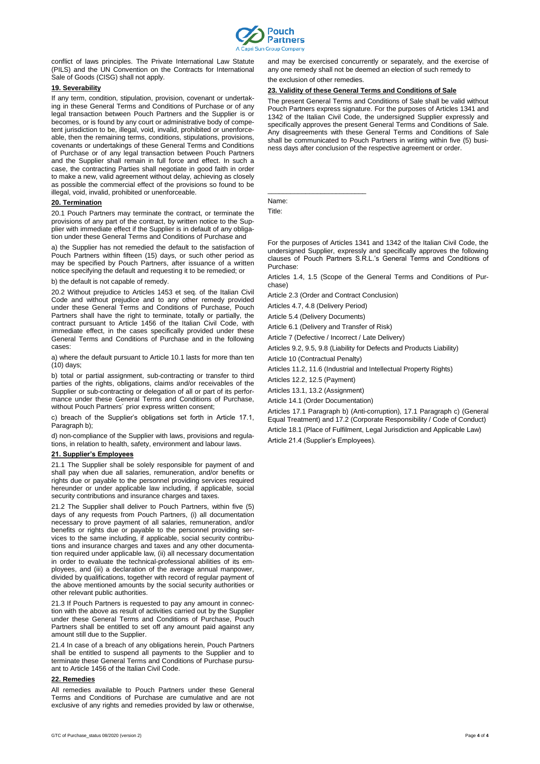conflict of laws principles. The Private International Law Statute (PILS) and the UN Convention on the Contracts for International Sale of Goods (CISG) shall not apply.

## 19. Severability

If any term, condition, stipulation, provision, covenant or undertaking in these General Terms and Conditions of Purchase or of any legal transaction between Pouch Partners and the Supplier is or becomes, or is found by any court or administrative body of competent jurisdiction to be, illegal, void, invalid, prohibited or unenforceable, then the remaining terms, conditions, stipulations, provisions, covenants or undertakings of these General Terms and Conditions of Purchase or of any legal transaction between Pouch Partners and the Supplier shall remain in full force and effect. In such a case, the contracting Parties shall negotiate in good faith in order to make a new, valid agreement without delay, achieving as closely as possible the commercial effect of the provisions so found to be illegal, void, invalid, prohibited or unenforceable.

## 20. Termination

20.1 Pouch Partners may terminate the contract, or terminate the provisions of any part of the contract, by written notice to the Supplier with immediate effect if the Supplier is in default of any obligation under these General Terms and Conditions of Purchase and

a) the Supplier has not remedied the default to the satisfaction of Pouch Partners within fifteen (15) days, or such other period as may be specified by Pouch Partners, after issuance of a written notice specifying the default and requesting it to be remedied; or

b) the default is not capable of remedy.

20.2 Without prejudice to Articles 1453 et seq. of the Italian Civil Code and without prejudice and to any other remedy provided under these General Terms and Conditions of Purchase, Pouch Partners shall have the right to terminate, totally or partially, the contract pursuant to Article 1456 of the Italian Civil Code, with immediate effect, in the cases specifically provided under these General Terms and Conditions of Purchase and in the following cases:

a) where the default pursuant to Article 10.1 lasts for more than ten (10) days;

b) total or partial assignment, sub-contracting or transfer to third parties of the rights, obligations, claims and/or receivables of the Supplier or sub-contracting or delegation of all or part of its performance under these General Terms and Conditions of Purchase, without Pouch Partners´ prior express written consent;

c) breach of the Supplier's obligations set forth in Article 17.1, Paragraph b);

d) non-compliance of the Supplier with laws, provisions and regulations, in relation to health, safety, environment and labour laws.

## 21. Supplier's Employees

21.1 The Supplier shall be solely responsible for payment of and shall pay when due all salaries, remuneration, and/or benefits or rights due or payable to the personnel providing services required hereunder or under applicable law including, if applicable, social security contributions and insurance charges and taxes.

21.2 The Supplier shall deliver to Pouch Partners, within five (5) days of any requests from Pouch Partners, (i) all documentation necessary to prove payment of all salaries, remuneration, and/or benefits or rights due or payable to the personnel providing services to the same including, if applicable, social security contributions and insurance charges and taxes and any other documentation required under applicable law, (ii) all necessary documentation in order to evaluate the technical-professional abilities of its employees, and (iii) a declaration of the average annual manpower, divided by qualifications, together with record of regular payment of the above mentioned amounts by the social security authorities or other relevant public authorities.

21.3 If Pouch Partners is requested to pay any amount in connection with the above as result of activities carried out by the Supplier under these General Terms and Conditions of Purchase, Pouch Partners shall be entitled to set off any amount paid against any amount still due to the Supplier.

21.4 In case of a breach of any obligations herein, Pouch Partners shall be entitled to suspend all payments to the Supplier and to terminate these General Terms and Conditions of Purchase pursuant to Article 1456 of the Italian Civil Code.

## 22. Remedies

All remedies available to Pouch Partners under these General Terms and Conditions of Purchase are cumulative and are not exclusive of any rights and remedies provided by law or otherwise, and may be exercised concurrently or separately, and the exercise of any one remedy shall not be deemed an election of such remedy to the exclusion of other remedies.

## 23. Validity of these General Terms and Conditions of Sale

The present General Terms and Conditions of Sale shall be valid without Pouch Partners express signature. For the purposes of Articles 1341 and 1342 of the Italian Civil Code, the undersigned Supplier expressly and specifically approves the present General Terms and Conditions of Sale. Any disagreements with these General Terms and Conditions of Sale shall be communicated to Pouch Partners in writing within five (5) business days after conclusion of the respective agreement or order.

\_\_\_\_\_\_\_\_\_\_\_\_\_\_\_\_\_\_\_\_\_\_\_\_\_\_\_

Name:

Title:

For the purposes of Articles 1341 and 1342 of the Italian Civil Code, the undersigned Supplier, expressly and specifically approves the following clauses of Pouch Partners S.R.L.'s General Terms and Conditions of Purchase:

Articles 1.4, 1.5 (Scope of the General Terms and Conditions of Purchase)

Article 2.3 (Order and Contract Conclusion)

Articles 4.7, 4.8 (Delivery Period)

Article 5.4 (Delivery Documents)

Article 6.1 (Delivery and Transfer of Risk)

Article 7 (Defective / Incorrect / Late Delivery)

Articles 9.2, 9.5, 9.8 (Liability for Defects and Products Liability)

Article 10 (Contractual Penalty)

Articles 11.2, 11.6 (Industrial and Intellectual Property Rights)

Articles 12.2, 12.5 (Payment)

Articles 13.1, 13.2 (Assignment)

Article 14.1 (Order Documentation)

Articles 17.1 Paragraph b) (Anti-corruption), 17.1 Paragraph c) (General Equal Treatment) and 17.2 (Corporate Responsibility / Code of Conduct)

Article 18.1 (Place of Fulfilment, Legal Jurisdiction and Applicable Law)

Article 21.4 (Supplier's Employees).